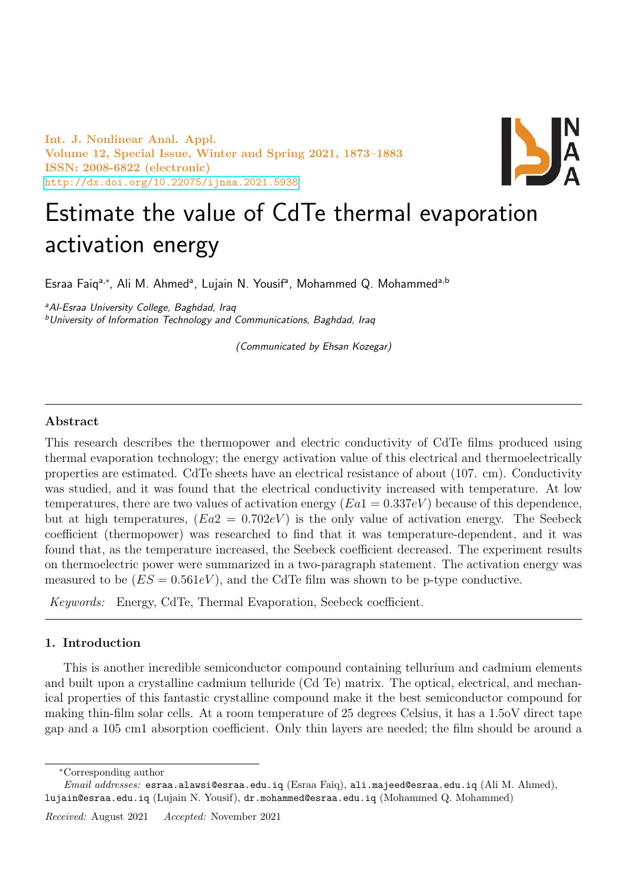# Estimate the value of CdTe thermal evaporation activation energy

Esraa Faiq[a,*], Ali M. Ahmed[a], Lujain N. Yousif[a], Mohammed Q. Mohammed[a,b]

[a]*Al-Esraa University College, Baghdad, Iraq*
[b]*University of Information Technology and Communications, Baghdad, Iraq*

*(Communicated by Ehsan Kozegar)*

---

## Abstract

This research describes the thermopower and electric conductivity of CdTe films produced using thermal evaporation technology; the energy activation value of this electrical and thermoelectrically properties are estimated. CdTe sheets have an electrical resistance of about (107. cm). Conductivity was studied, and it was found that the electrical conductivity increased with temperature. At low temperatures, there are two values of activation energy ($Ea1 = 0.337eV$) because of this dependence, but at high temperatures, ($Ea2 = 0.702eV$) is the only value of activation energy. The Seebeck coefficient (thermopower) was researched to find that it was temperature-dependent, and it was found that, as the temperature increased, the Seebeck coefficient decreased. The experiment results on thermoelectric power were summarized in a two-paragraph statement. The activation energy was measured to be ($ES = 0.561eV$), and the CdTe film was shown to be p-type conductive.

*Keywords:* Energy, CdTe, Thermal Evaporation, Seebeck coefficient.

---

## 1. Introduction

This is another incredible semiconductor compound containing tellurium and cadmium elements and built upon a crystalline cadmium telluride (Cd Te) matrix. The optical, electrical, and mechanical properties of this fantastic crystalline compound make it the best semiconductor compound for making thin-film solar cells. At a room temperature of 25 degrees Celsius, it has a 1.5oV direct tape gap and a 105 cm1 absorption coefficient. Only thin layers are needed; the film should be around a

---

*Corresponding author

*Email addresses:* esraa.alawsi@esraa.edu.iq (Esraa Faiq), ali.majeed@esraa.edu.iq (Ali M. Ahmed), lujain@esraa.edu.iq (Lujain N. Yousif), dr.mohammed@esraa.edu.iq (Mohammed Q. Mohammed)

*Received:* August 2021 *Accepted:* November 2021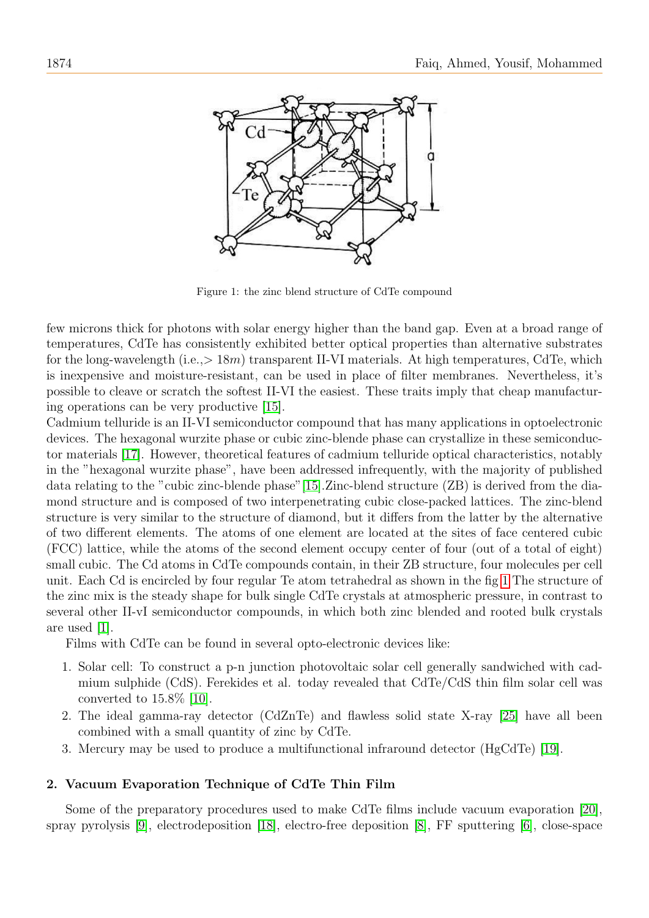Figure 1: the zinc blend structure of CdTe compound

few microns thick for photons with solar energy higher than the band gap. Even at a broad range of temperatures, CdTe has consistently exhibited better optical properties than alternative substrates for the long-wavelength (i.e.,$> 18m$) transparent II-VI materials. At high temperatures, CdTe, which is inexpensive and moisture-resistant, can be used in place of filter membranes. Nevertheless, it's possible to cleave or scratch the softest II-VI the easiest. These traits imply that cheap manufacturing operations can be very productive [15].

Cadmium telluride is an II-VI semiconductor compound that has many applications in optoelectronic devices. The hexagonal wurzite phase or cubic zinc-blende phase can crystallize in these semiconductor materials [17]. However, theoretical features of cadmium telluride optical characteristics, notably in the "hexagonal wurzite phase", have been addressed infrequently, with the majority of published data relating to the "cubic zinc-blende phase"[15].Zinc-blend structure (ZB) is derived from the diamond structure and is composed of two interpenetrating cubic close-packed lattices. The zinc-blend structure is very similar to the structure of diamond, but it differs from the latter by the alternative of two different elements. The atoms of one element are located at the sites of face centered cubic (FCC) lattice, while the atoms of the second element occupy center of four (out of a total of eight) small cubic. The Cd atoms in CdTe compounds contain, in their ZB structure, four molecules per cell unit. Each Cd is encircled by four regular Te atom tetrahedral as shown in the fig 1 The structure of the zinc mix is the steady shape for bulk single CdTe crystals at atmospheric pressure, in contrast to several other II-vI semiconductor compounds, in which both zinc blended and rooted bulk crystals are used [1].

Films with CdTe can be found in several opto-electronic devices like:

1. Solar cell: To construct a p-n junction photovoltaic solar cell generally sandwiched with cadmium sulphide (CdS). Ferekides et al. today revealed that CdTe/CdS thin film solar cell was converted to 15.8% [10].
2. The ideal gamma-ray detector (CdZnTe) and flawless solid state X-ray [25] have all been combined with a small quantity of zinc by CdTe.
3. Mercury may be used to produce a multifunctional infraround detector (HgCdTe) [19].

## 2. Vacuum Evaporation Technique of CdTe Thin Film

Some of the preparatory procedures used to make CdTe films include vacuum evaporation [20], spray pyrolysis [9], electrodeposition [18], electro-free deposition [8], FF sputtering [6], close-space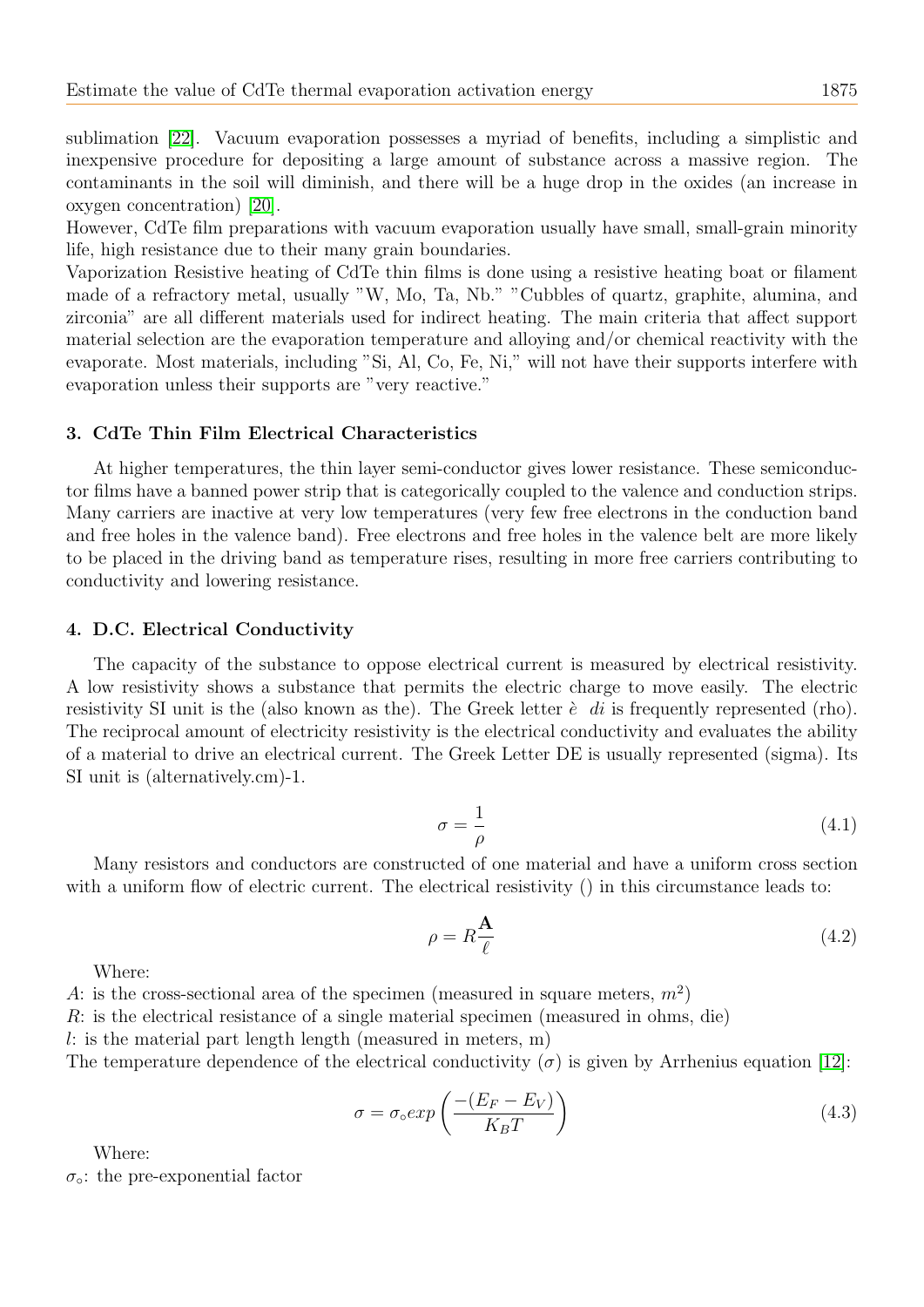sublimation [22]. Vacuum evaporation possesses a myriad of benefits, including a simplistic and inexpensive procedure for depositing a large amount of substance across a massive region. The contaminants in the soil will diminish, and there will be a huge drop in the oxides (an increase in oxygen concentration) [20].

However, CdTe film preparations with vacuum evaporation usually have small, small-grain minority life, high resistance due to their many grain boundaries.

Vaporization Resistive heating of CdTe thin films is done using a resistive heating boat or filament made of a refractory metal, usually "W, Mo, Ta, Nb." "Cubbles of quartz, graphite, alumina, and zirconia" are all different materials used for indirect heating. The main criteria that affect support material selection are the evaporation temperature and alloying and/or chemical reactivity with the evaporate. Most materials, including "Si, Al, Co, Fe, Ni," will not have their supports interfere with evaporation unless their supports are "very reactive."

### 3. CdTe Thin Film Electrical Characteristics

At higher temperatures, the thin layer semi-conductor gives lower resistance. These semiconductor films have a banned power strip that is categorically coupled to the valence and conduction strips. Many carriers are inactive at very low temperatures (very few free electrons in the conduction band and free holes in the valence band). Free electrons and free holes in the valence belt are more likely to be placed in the driving band as temperature rises, resulting in more free carriers contributing to conductivity and lowering resistance.

### 4. D.C. Electrical Conductivity

The capacity of the substance to oppose electrical current is measured by electrical resistivity. A low resistivity shows a substance that permits the electric charge to move easily. The electric resistivity SI unit is the (also known as the). The Greek letter è *di* is frequently represented (rho). The reciprocal amount of electricity resistivity is the electrical conductivity and evaluates the ability of a material to drive an electrical current. The Greek Letter DE is usually represented (sigma). Its SI unit is (alternatively.cm)-1.

$$\sigma = \frac{1}{\rho} \tag{4.1}$$

Many resistors and conductors are constructed of one material and have a uniform cross section with a uniform flow of electric current. The electrical resistivity () in this circumstance leads to:

$$\rho = R\frac{\mathbf{A}}{\ell} \tag{4.2}$$

Where:

$A$: is the cross-sectional area of the specimen (measured in square meters, $m^2$)

$R$: is the electrical resistance of a single material specimen (measured in ohms, die)

$l$: is the material part length length (measured in meters, m)

The temperature dependence of the electrical conductivity ($\sigma$) is given by Arrhenius equation [12]:

$$\sigma = \sigma_{\circ} exp\left(\frac{-(E_F - E_V)}{K_B T}\right) \tag{4.3}$$

Where:

$\sigma_{\circ}$: the pre-exponential factor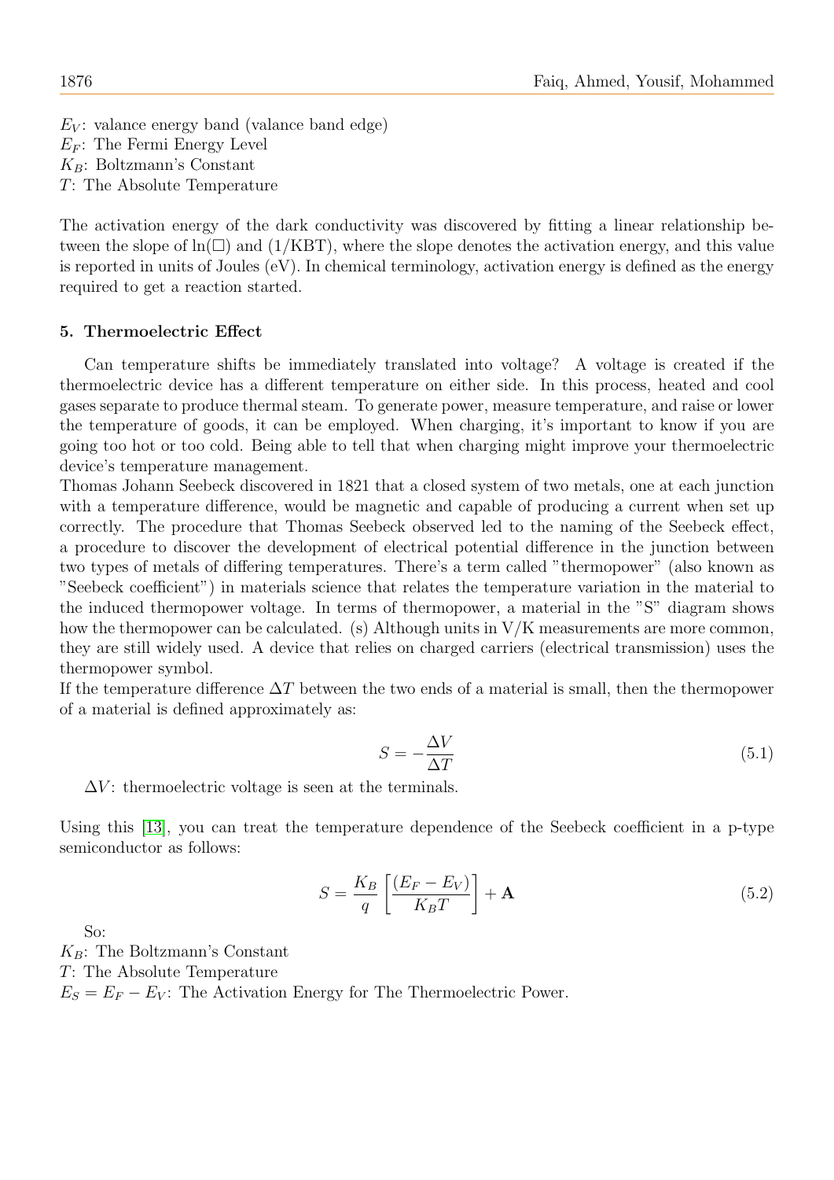$E_V$: valance energy band (valance band edge)
$E_F$: The Fermi Energy Level
$K_B$: Boltzmann's Constant
$T$: The Absolute Temperature

The activation energy of the dark conductivity was discovered by fitting a linear relationship between the slope of ln(□) and (1/KBT), where the slope denotes the activation energy, and this value is reported in units of Joules (eV). In chemical terminology, activation energy is defined as the energy required to get a reaction started.

## 5. Thermoelectric Effect

Can temperature shifts be immediately translated into voltage? A voltage is created if the thermoelectric device has a different temperature on either side. In this process, heated and cool gases separate to produce thermal steam. To generate power, measure temperature, and raise or lower the temperature of goods, it can be employed. When charging, it's important to know if you are going too hot or too cold. Being able to tell that when charging might improve your thermoelectric device's temperature management.
Thomas Johann Seebeck discovered in 1821 that a closed system of two metals, one at each junction with a temperature difference, would be magnetic and capable of producing a current when set up correctly. The procedure that Thomas Seebeck observed led to the naming of the Seebeck effect, a procedure to discover the development of electrical potential difference in the junction between two types of metals of differing temperatures. There's a term called "thermopower" (also known as "Seebeck coefficient") in materials science that relates the temperature variation in the material to the induced thermopower voltage. In terms of thermopower, a material in the "S" diagram shows how the thermopower can be calculated. (s) Although units in V/K measurements are more common, they are still widely used. A device that relies on charged carriers (electrical transmission) uses the thermopower symbol.
If the temperature difference $\Delta T$ between the two ends of a material is small, then the thermopower of a material is defined approximately as:

$$S = -\frac{\Delta V}{\Delta T} \tag{5.1}$$

$\Delta V$: thermoelectric voltage is seen at the terminals.

Using this [13], you can treat the temperature dependence of the Seebeck coefficient in a p-type semiconductor as follows:

$$S = \frac{K_B}{q}\left[\frac{(E_F - E_V)}{K_B T}\right] + \mathbf{A} \tag{5.2}$$

So:
$K_B$: The Boltzmann's Constant
$T$: The Absolute Temperature
$E_S = E_F - E_V$: The Activation Energy for The Thermoelectric Power.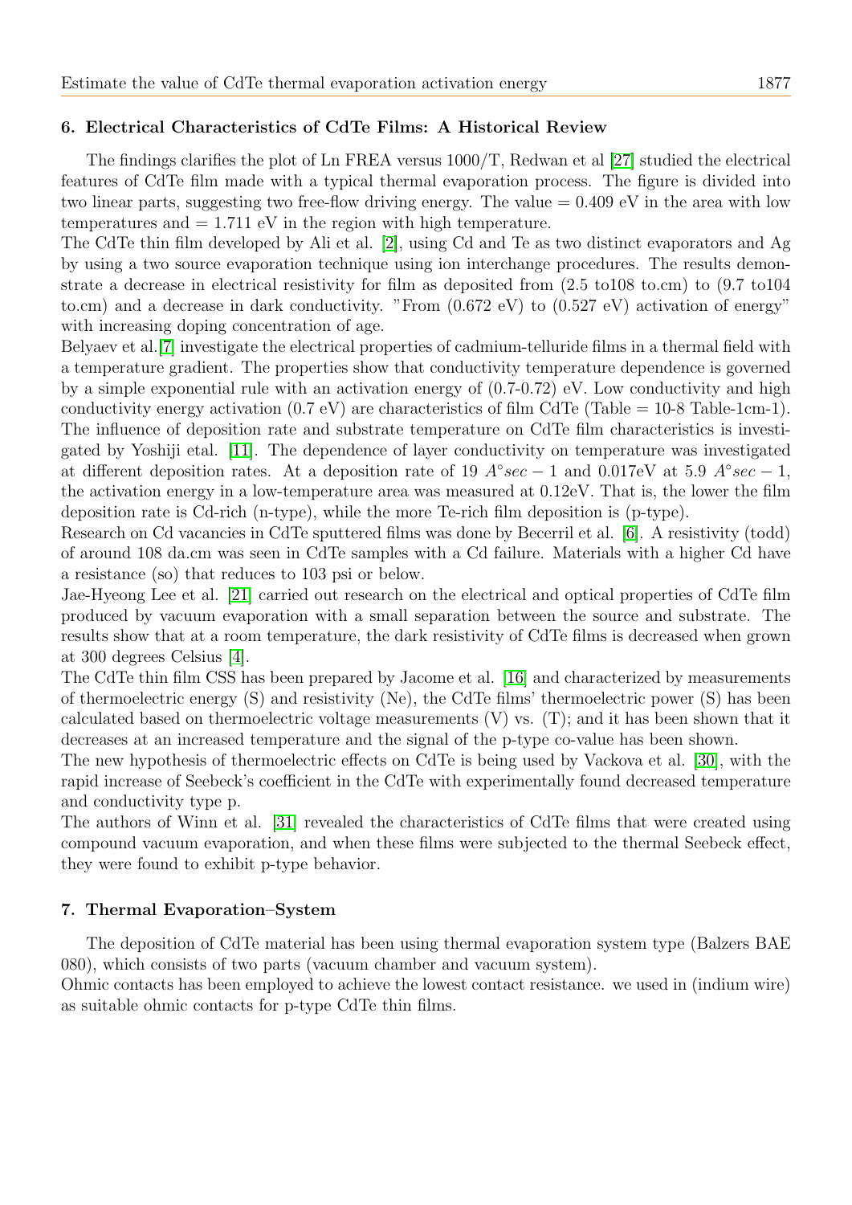## 6. Electrical Characteristics of CdTe Films: A Historical Review

The findings clarifies the plot of Ln FREA versus 1000/T, Redwan et al [27] studied the electrical features of CdTe film made with a typical thermal evaporation process. The figure is divided into two linear parts, suggesting two free-flow driving energy. The value = 0.409 eV in the area with low temperatures and = 1.711 eV in the region with high temperature.

The CdTe thin film developed by Ali et al. [2], using Cd and Te as two distinct evaporators and Ag by using a two source evaporation technique using ion interchange procedures. The results demonstrate a decrease in electrical resistivity for film as deposited from (2.5 to108 to.cm) to (9.7 to104 to.cm) and a decrease in dark conductivity. "From (0.672 eV) to (0.527 eV) activation of energy" with increasing doping concentration of age.

Belyaev et al.[7] investigate the electrical properties of cadmium-telluride films in a thermal field with a temperature gradient. The properties show that conductivity temperature dependence is governed by a simple exponential rule with an activation energy of (0.7-0.72) eV. Low conductivity and high conductivity energy activation (0.7 eV) are characteristics of film CdTe (Table = 10-8 Table-1cm-1).

The influence of deposition rate and substrate temperature on CdTe film characteristics is investigated by Yoshiji etal. [11]. The dependence of layer conductivity on temperature was investigated at different deposition rates. At a deposition rate of 19 $A^{\circ}sec-1$ and 0.017eV at 5.9 $A^{\circ}sec-1$, the activation energy in a low-temperature area was measured at 0.12eV. That is, the lower the film deposition rate is Cd-rich (n-type), while the more Te-rich film deposition is (p-type).

Research on Cd vacancies in CdTe sputtered films was done by Becerril et al. [6]. A resistivity (todd) of around 108 da.cm was seen in CdTe samples with a Cd failure. Materials with a higher Cd have a resistance (so) that reduces to 103 psi or below.

Jae-Hyeong Lee et al. [21] carried out research on the electrical and optical properties of CdTe film produced by vacuum evaporation with a small separation between the source and substrate. The results show that at a room temperature, the dark resistivity of CdTe films is decreased when grown at 300 degrees Celsius [4].

The CdTe thin film CSS has been prepared by Jacome et al. [16] and characterized by measurements of thermoelectric energy (S) and resistivity (Ne), the CdTe films' thermoelectric power (S) has been calculated based on thermoelectric voltage measurements (V) vs. (T); and it has been shown that it decreases at an increased temperature and the signal of the p-type co-value has been shown.

The new hypothesis of thermoelectric effects on CdTe is being used by Vackova et al. [30], with the rapid increase of Seebeck's coefficient in the CdTe with experimentally found decreased temperature and conductivity type p.

The authors of Winn et al. [31] revealed the characteristics of CdTe films that were created using compound vacuum evaporation, and when these films were subjected to the thermal Seebeck effect, they were found to exhibit p-type behavior.

## 7. Thermal Evaporation–System

The deposition of CdTe material has been using thermal evaporation system type (Balzers BAE 080), which consists of two parts (vacuum chamber and vacuum system).

Ohmic contacts has been employed to achieve the lowest contact resistance. we used in (indium wire) as suitable ohmic contacts for p-type CdTe thin films.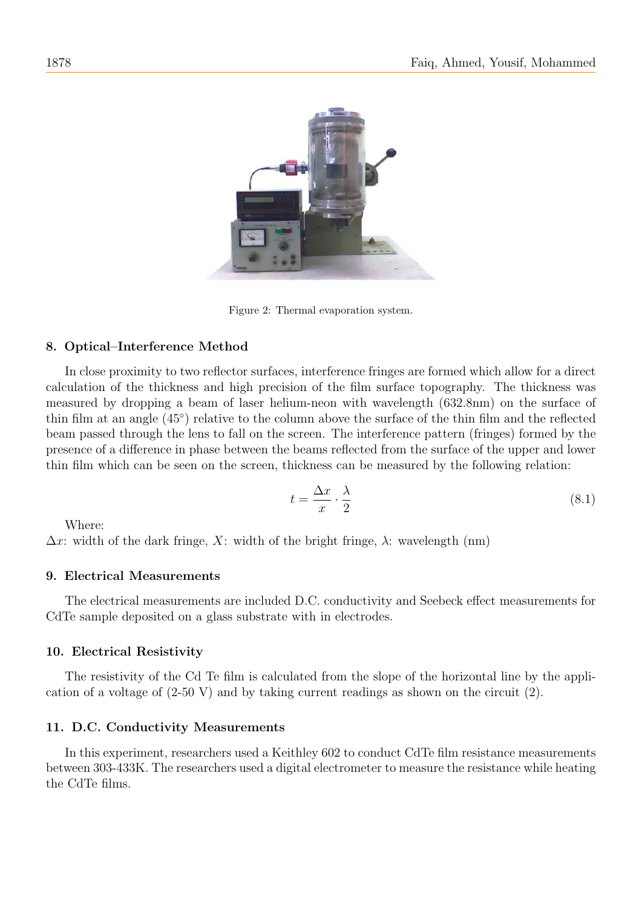Figure 2: Thermal evaporation system.

## 8. Optical–Interference Method

In close proximity to two reflector surfaces, interference fringes are formed which allow for a direct calculation of the thickness and high precision of the film surface topography. The thickness was measured by dropping a beam of laser helium-neon with wavelength (632.8nm) on the surface of thin film at an angle (45°) relative to the column above the surface of the thin film and the reflected beam passed through the lens to fall on the screen. The interference pattern (fringes) formed by the presence of a difference in phase between the beams reflected from the surface of the upper and lower thin film which can be seen on the screen, thickness can be measured by the following relation:

$$t = \frac{\Delta x}{x} \cdot \frac{\lambda}{2} \tag{8.1}$$

Where:

$\Delta x$: width of the dark fringe, $X$: width of the bright fringe, $\lambda$: wavelength (nm)

## 9. Electrical Measurements

The electrical measurements are included D.C. conductivity and Seebeck effect measurements for CdTe sample deposited on a glass substrate with in electrodes.

## 10. Electrical Resistivity

The resistivity of the Cd Te film is calculated from the slope of the horizontal line by the application of a voltage of (2-50 V) and by taking current readings as shown on the circuit (2).

## 11. D.C. Conductivity Measurements

In this experiment, researchers used a Keithley 602 to conduct CdTe film resistance measurements between 303-433K. The researchers used a digital electrometer to measure the resistance while heating the CdTe films.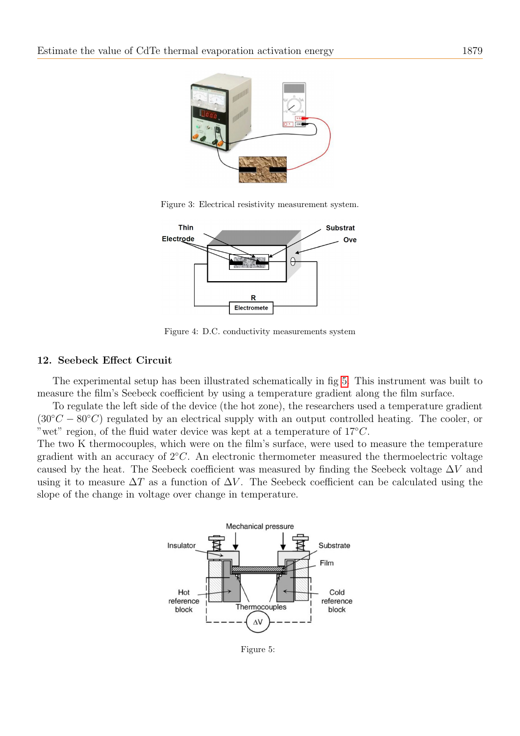Figure 3: Electrical resistivity measurement system.

Figure 4: D.C. conductivity measurements system

## 12. Seebeck Effect Circuit

The experimental setup has been illustrated schematically in fig 5. This instrument was built to measure the film's Seebeck coefficient by using a temperature gradient along the film surface.

To regulate the left side of the device (the hot zone), the researchers used a temperature gradient ($30°C - 80°C$) regulated by an electrical supply with an output controlled heating. The cooler, or "wet" region, of the fluid water device was kept at a temperature of $17°C$.

The two K thermocouples, which were on the film's surface, were used to measure the temperature gradient with an accuracy of $2°C$. An electronic thermometer measured the thermoelectric voltage caused by the heat. The Seebeck coefficient was measured by finding the Seebeck voltage $\Delta V$ and using it to measure $\Delta T$ as a function of $\Delta V$. The Seebeck coefficient can be calculated using the slope of the change in voltage over change in temperature.

Figure 5: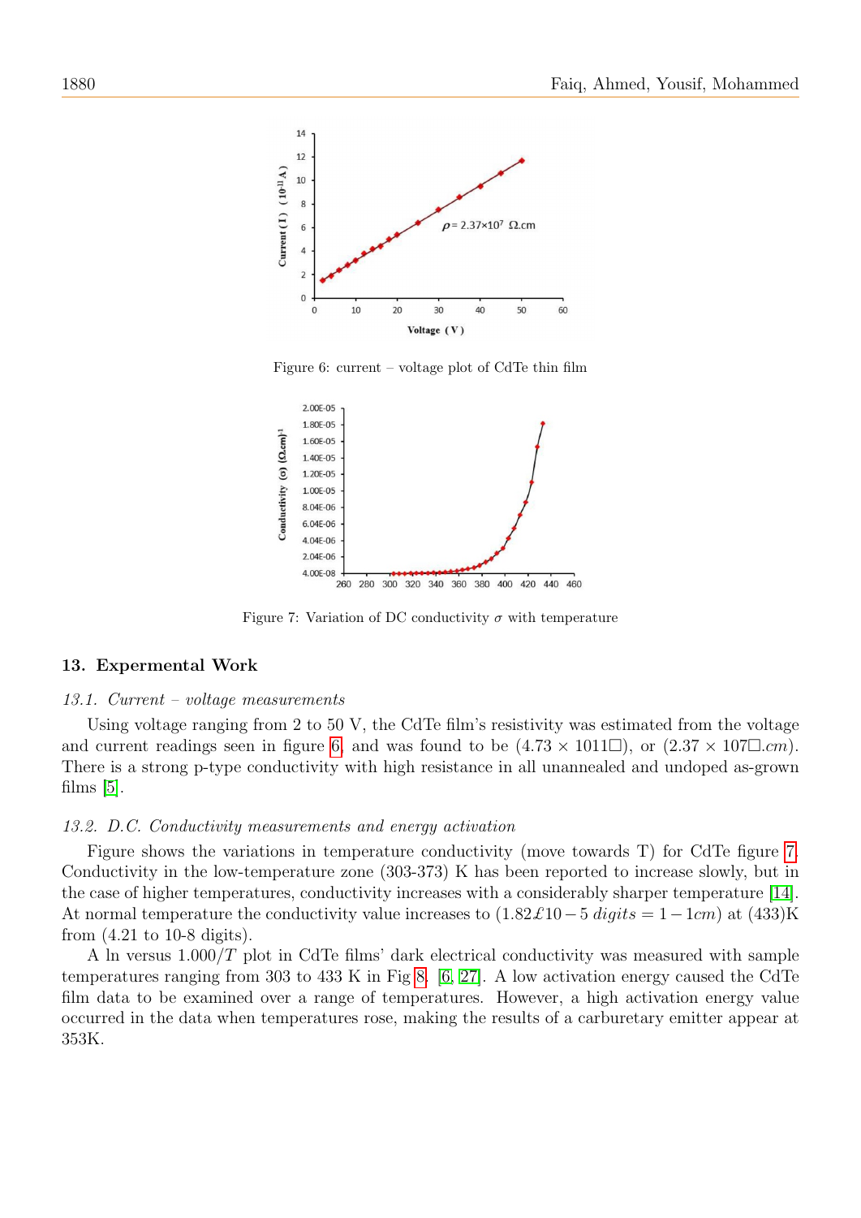Figure 6: current – voltage plot of CdTe thin film

Figure 7: Variation of DC conductivity $\sigma$ with temperature

## 13. Expermental Work

### *13.1. Current – voltage measurements*

Using voltage ranging from 2 to 50 V, the CdTe film's resistivity was estimated from the voltage and current readings seen in figure 6, and was found to be ($4.73 \times 1011\square$), or ($2.37 \times 107\square.cm$). There is a strong p-type conductivity with high resistance in all unannealed and undoped as-grown films [5].

### *13.2. D.C. Conductivity measurements and energy activation*

Figure shows the variations in temperature conductivity (move towards T) for CdTe figure 7. Conductivity in the low-temperature zone (303-373) K has been reported to increase slowly, but in the case of higher temperatures, conductivity increases with a considerably sharper temperature [14]. At normal temperature the conductivity value increases to ($1.82\pounds 10-5\ digits = 1-1cm$) at (433)K from (4.21 to 10-8 digits).

A ln versus $1.000/T$ plot in CdTe films' dark electrical conductivity was measured with sample temperatures ranging from 303 to 433 K in Fig 8. [6, 27]. A low activation energy caused the CdTe film data to be examined over a range of temperatures. However, a high activation energy value occurred in the data when temperatures rose, making the results of a carburetary emitter appear at 353K.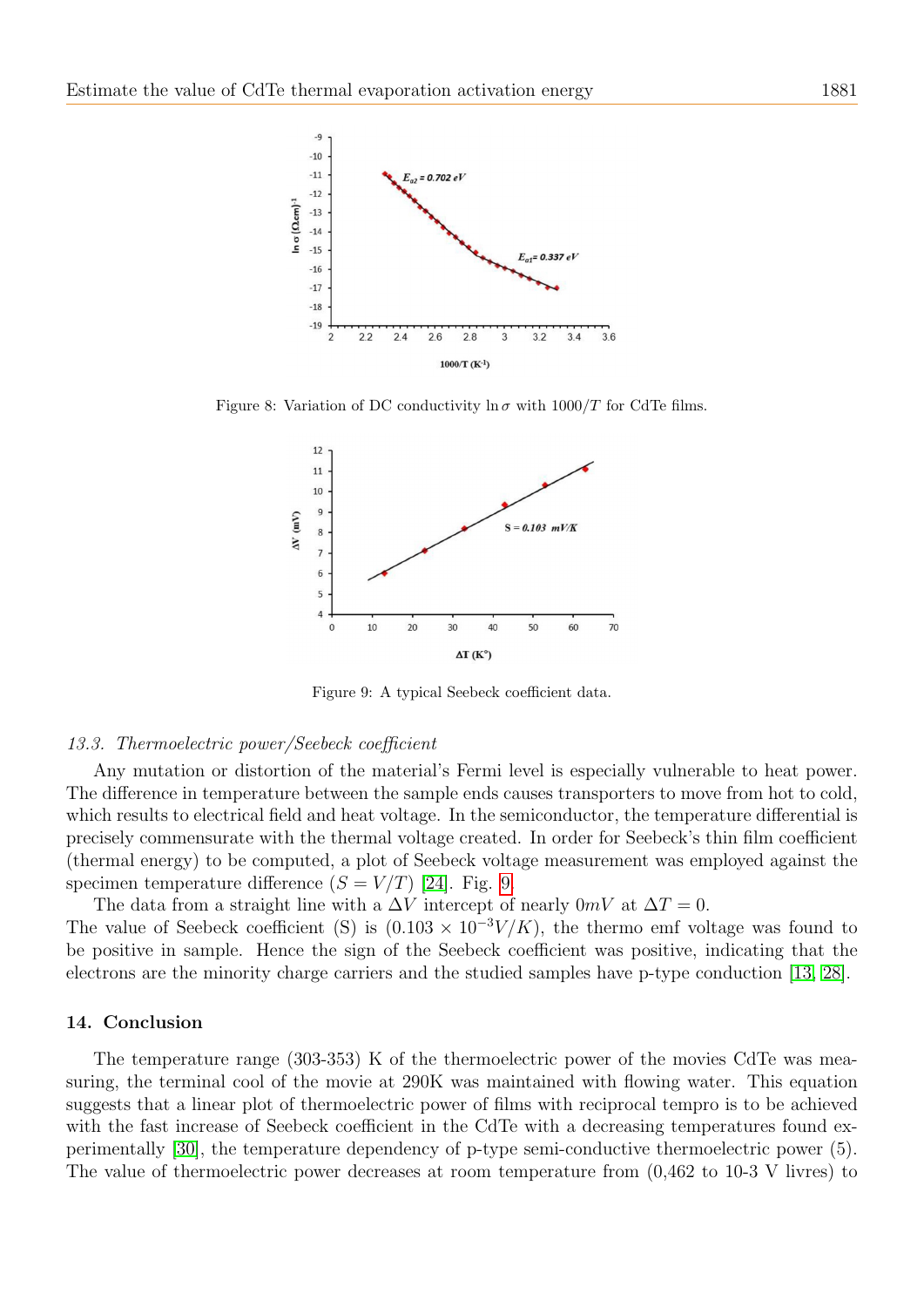Figure 8: Variation of DC conductivity $\ln \sigma$ with $1000/T$ for CdTe films.

Figure 9: A typical Seebeck coefficient data.

*13.3. Thermoelectric power/Seebeck coefficient*

Any mutation or distortion of the material's Fermi level is especially vulnerable to heat power. The difference in temperature between the sample ends causes transporters to move from hot to cold, which results to electrical field and heat voltage. In the semiconductor, the temperature differential is precisely commensurate with the thermal voltage created. In order for Seebeck's thin film coefficient (thermal energy) to be computed, a plot of Seebeck voltage measurement was employed against the specimen temperature difference ($S = V/T$) [24]. Fig. 9.

The data from a straight line with a $\Delta V$ intercept of nearly $0mV$ at $\Delta T = 0$.
The value of Seebeck coefficient (S) is ($0.103 \times 10^{-3}V/K$), the thermo emf voltage was found to be positive in sample. Hence the sign of the Seebeck coefficient was positive, indicating that the electrons are the minority charge carriers and the studied samples have p-type conduction [13, 28].

## 14. Conclusion

The temperature range (303-353) K of the thermoelectric power of the movies CdTe was measuring, the terminal cool of the movie at 290K was maintained with flowing water. This equation suggests that a linear plot of thermoelectric power of films with reciprocal tempro is to be achieved with the fast increase of Seebeck coefficient in the CdTe with a decreasing temperatures found experimentally [30], the temperature dependency of p-type semi-conductive thermoelectric power (5). The value of thermoelectric power decreases at room temperature from (0,462 to 10-3 V livres) to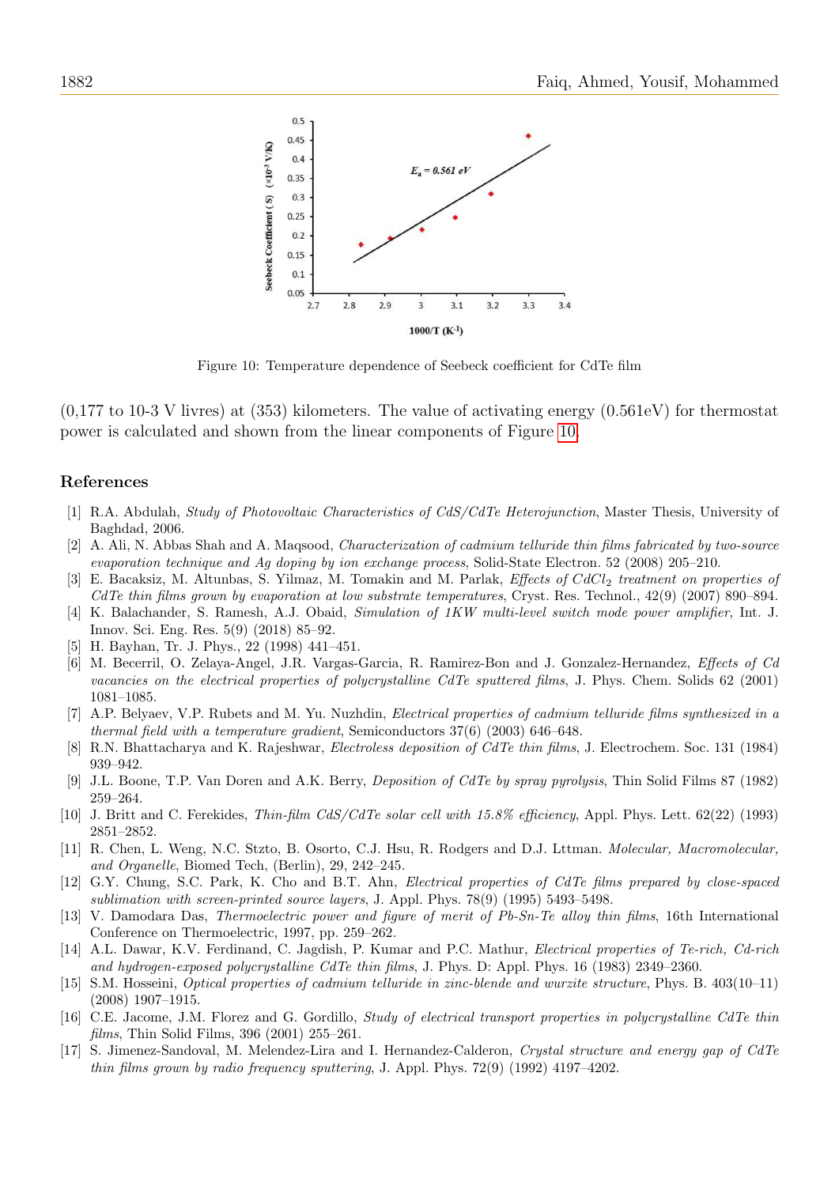Figure 10: Temperature dependence of Seebeck coefficient for CdTe film

(0,177 to 10-3 V livres) at (353) kilometers. The value of activating energy (0.561eV) for thermostat power is calculated and shown from the linear components of Figure 10.

## References

[1] R.A. Abdulah, *Study of Photovoltaic Characteristics of CdS/CdTe Heterojunction*, Master Thesis, University of Baghdad, 2006.

[2] A. Ali, N. Abbas Shah and A. Maqsood, *Characterization of cadmium telluride thin films fabricated by two-source evaporation technique and Ag doping by ion exchange process*, Solid-State Electron. 52 (2008) 205–210.

[3] E. Bacaksiz, M. Altunbas, S. Yilmaz, M. Tomakin and M. Parlak, *Effects of $CdCl_2$ treatment on properties of CdTe thin films grown by evaporation at low substrate temperatures*, Cryst. Res. Technol., 42(9) (2007) 890–894.

[4] K. Balachander, S. Ramesh, A.J. Obaid, *Simulation of 1KW multi-level switch mode power amplifier*, Int. J. Innov. Sci. Eng. Res. 5(9) (2018) 85–92.

[5] H. Bayhan, Tr. J. Phys., 22 (1998) 441–451.

[6] M. Becerril, O. Zelaya-Angel, J.R. Vargas-Garcia, R. Ramirez-Bon and J. Gonzalez-Hernandez, *Effects of Cd vacancies on the electrical properties of polycrystalline CdTe sputtered films*, J. Phys. Chem. Solids 62 (2001) 1081–1085.

[7] A.P. Belyaev, V.P. Rubets and M. Yu. Nuzhdin, *Electrical properties of cadmium telluride films synthesized in a thermal field with a temperature gradient*, Semiconductors 37(6) (2003) 646–648.

[8] R.N. Bhattacharya and K. Rajeshwar, *Electroless deposition of CdTe thin films*, J. Electrochem. Soc. 131 (1984) 939–942.

[9] J.L. Boone, T.P. Van Doren and A.K. Berry, *Deposition of CdTe by spray pyrolysis*, Thin Solid Films 87 (1982) 259–264.

[10] J. Britt and C. Ferekides, *Thin-film CdS/CdTe solar cell with 15.8% efficiency*, Appl. Phys. Lett. 62(22) (1993) 2851–2852.

[11] R. Chen, L. Weng, N.C. Stzto, B. Osorto, C.J. Hsu, R. Rodgers and D.J. Lttman. *Molecular, Macromolecular, and Organelle*, Biomed Tech, (Berlin), 29, 242–245.

[12] G.Y. Chung, S.C. Park, K. Cho and B.T. Ahn, *Electrical properties of CdTe films prepared by close-spaced sublimation with screen-printed source layers*, J. Appl. Phys. 78(9) (1995) 5493–5498.

[13] V. Damodara Das, *Thermoelectric power and figure of merit of Pb-Sn-Te alloy thin films*, 16th International Conference on Thermoelectric, 1997, pp. 259–262.

[14] A.L. Dawar, K.V. Ferdinand, C. Jagdish, P. Kumar and P.C. Mathur, *Electrical properties of Te-rich, Cd-rich and hydrogen-exposed polycrystalline CdTe thin films*, J. Phys. D: Appl. Phys. 16 (1983) 2349–2360.

[15] S.M. Hosseini, *Optical properties of cadmium telluride in zinc-blende and wurzite structure*, Phys. B. 403(10–11) (2008) 1907–1915.

[16] C.E. Jacome, J.M. Florez and G. Gordillo, *Study of electrical transport properties in polycrystalline CdTe thin films*, Thin Solid Films, 396 (2001) 255–261.

[17] S. Jimenez-Sandoval, M. Melendez-Lira and I. Hernandez-Calderon, *Crystal structure and energy gap of CdTe thin films grown by radio frequency sputtering*, J. Appl. Phys. 72(9) (1992) 4197–4202.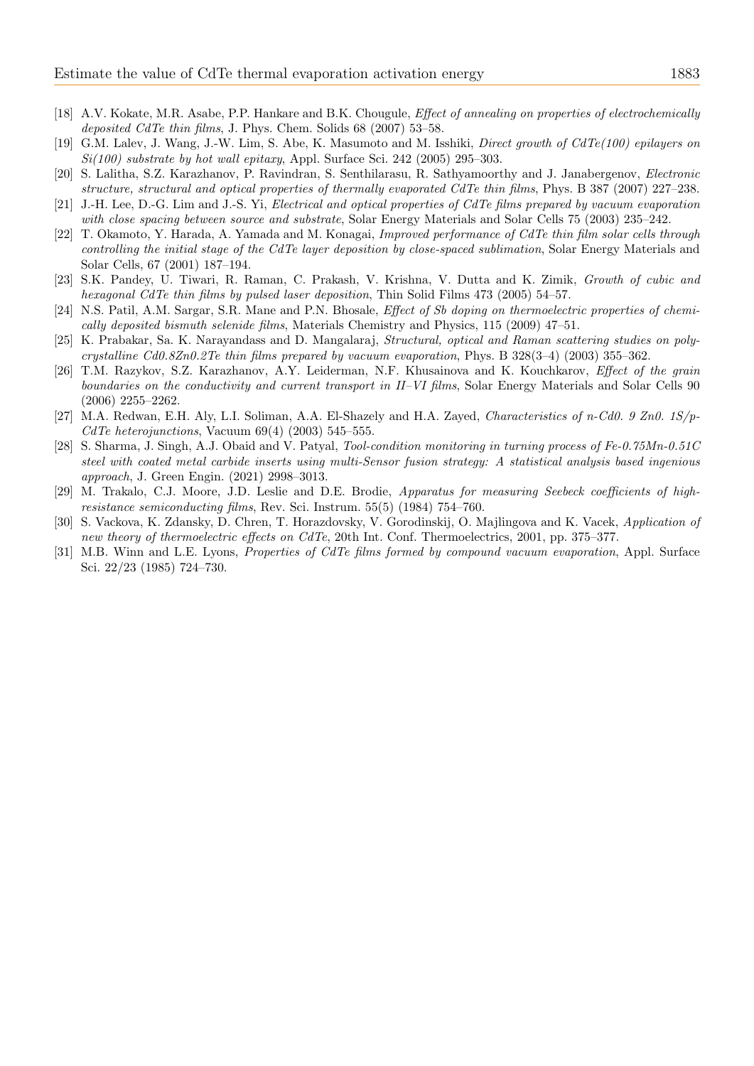[18] A.V. Kokate, M.R. Asabe, P.P. Hankare and B.K. Chougule, *Effect of annealing on properties of electrochemically deposited CdTe thin films*, J. Phys. Chem. Solids 68 (2007) 53–58.

[19] G.M. Lalev, J. Wang, J.-W. Lim, S. Abe, K. Masumoto and M. Isshiki, *Direct growth of CdTe(100) epilayers on Si(100) substrate by hot wall epitaxy*, Appl. Surface Sci. 242 (2005) 295–303.

[20] S. Lalitha, S.Z. Karazhanov, P. Ravindran, S. Senthilarasu, R. Sathyamoorthy and J. Janabergenov, *Electronic structure, structural and optical properties of thermally evaporated CdTe thin films*, Phys. B 387 (2007) 227–238.

[21] J.-H. Lee, D.-G. Lim and J.-S. Yi, *Electrical and optical properties of CdTe films prepared by vacuum evaporation with close spacing between source and substrate*, Solar Energy Materials and Solar Cells 75 (2003) 235–242.

[22] T. Okamoto, Y. Harada, A. Yamada and M. Konagai, *Improved performance of CdTe thin film solar cells through controlling the initial stage of the CdTe layer deposition by close-spaced sublimation*, Solar Energy Materials and Solar Cells, 67 (2001) 187–194.

[23] S.K. Pandey, U. Tiwari, R. Raman, C. Prakash, V. Krishna, V. Dutta and K. Zimik, *Growth of cubic and hexagonal CdTe thin films by pulsed laser deposition*, Thin Solid Films 473 (2005) 54–57.

[24] N.S. Patil, A.M. Sargar, S.R. Mane and P.N. Bhosale, *Effect of Sb doping on thermoelectric properties of chemically deposited bismuth selenide films*, Materials Chemistry and Physics, 115 (2009) 47–51.

[25] K. Prabakar, Sa. K. Narayandass and D. Mangalaraj, *Structural, optical and Raman scattering studies on polycrystalline Cd0.8Zn0.2Te thin films prepared by vacuum evaporation*, Phys. B 328(3–4) (2003) 355–362.

[26] T.M. Razykov, S.Z. Karazhanov, A.Y. Leiderman, N.F. Khusainova and K. Kouchkarov, *Effect of the grain boundaries on the conductivity and current transport in II–VI films*, Solar Energy Materials and Solar Cells 90 (2006) 2255–2262.

[27] M.A. Redwan, E.H. Aly, L.I. Soliman, A.A. El-Shazely and H.A. Zayed, *Characteristics of n-Cd0. 9 Zn0. 1S/p-CdTe heterojunctions*, Vacuum 69(4) (2003) 545–555.

[28] S. Sharma, J. Singh, A.J. Obaid and V. Patyal, *Tool-condition monitoring in turning process of Fe-0.75Mn-0.51C steel with coated metal carbide inserts using multi-Sensor fusion strategy: A statistical analysis based ingenious approach*, J. Green Engin. (2021) 2998–3013.

[29] M. Trakalo, C.J. Moore, J.D. Leslie and D.E. Brodie, *Apparatus for measuring Seebeck coefficients of high-resistance semiconducting films*, Rev. Sci. Instrum. 55(5) (1984) 754–760.

[30] S. Vackova, K. Zdansky, D. Chren, T. Horazdovsky, V. Gorodinskij, O. Majlingova and K. Vacek, *Application of new theory of thermoelectric effects on CdTe*, 20th Int. Conf. Thermoelectrics, 2001, pp. 375–377.

[31] M.B. Winn and L.E. Lyons, *Properties of CdTe films formed by compound vacuum evaporation*, Appl. Surface Sci. 22/23 (1985) 724–730.